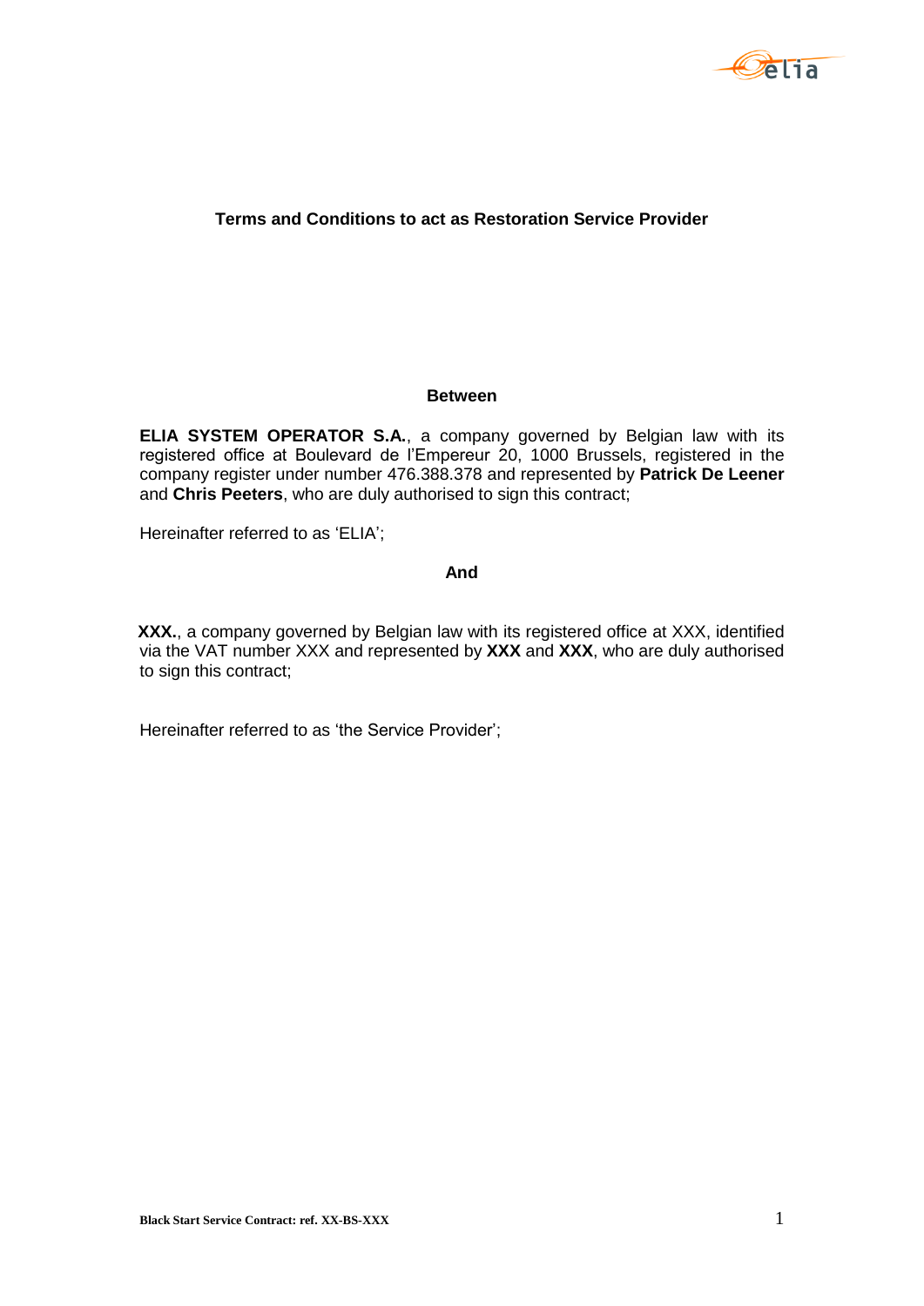# Terms and Conditions to act as Restoration Service Provider

**Between**

**ELIA SYSTEM OPERATOR S.A.**, a company governed by Belgian law with its registered office at Boulevard de l'Empereur 20, 1000 Brussels, registered in the company register under number 476.388.378 and represented by **Patrick De Leener** and **Chris Peeters**, who are duly authorised to sign this contract;

Hereinafter referred to as 'ELIA';

**And**

**XXX.**, a company governed by Belgian law with its registered office at XXX, identified via the VAT number XXX and represented by **XXX** and **XXX**, who are duly authorised to sign this contract;

Hereinafter referred to as 'the Service Provider';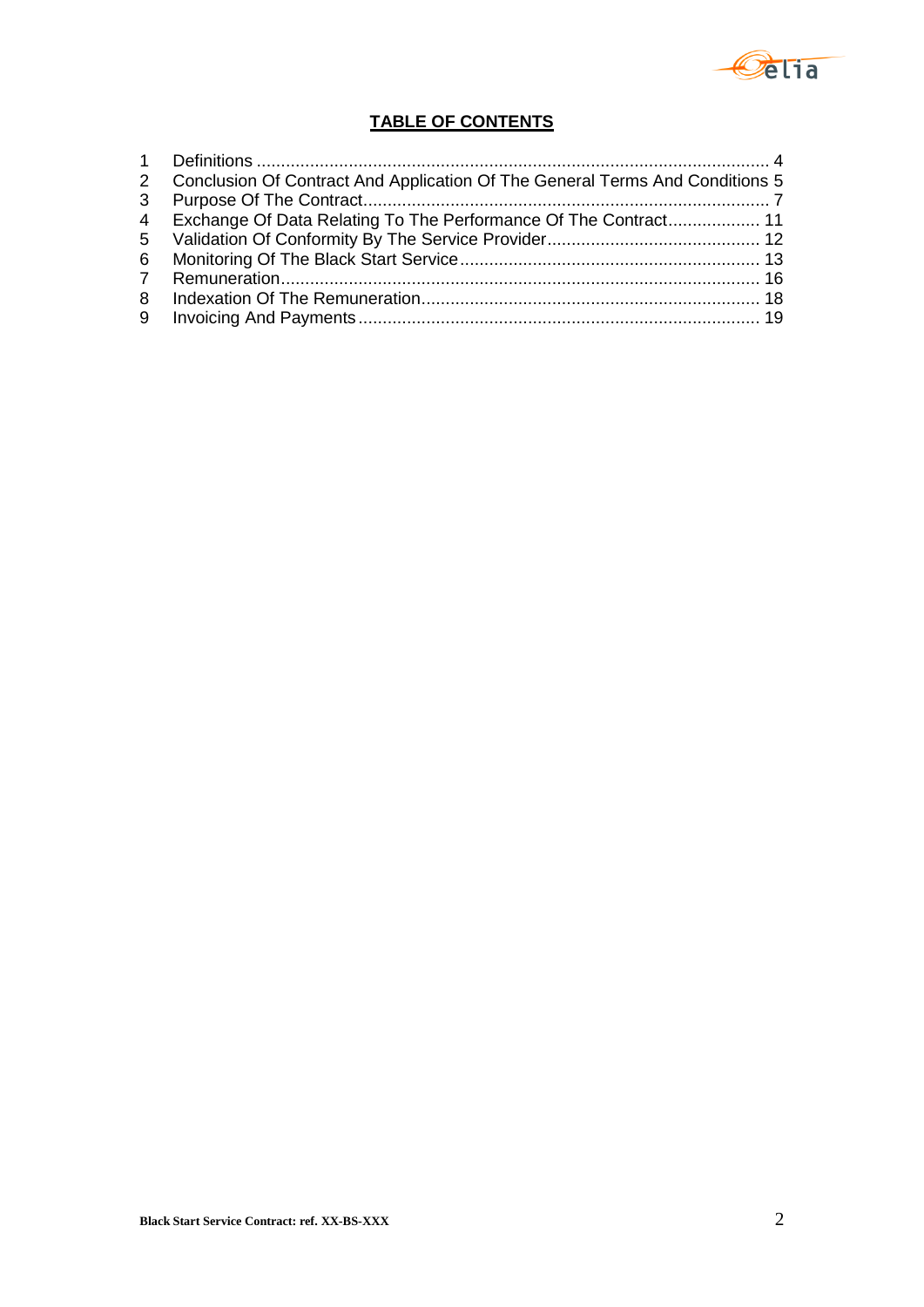**TABLE OF CONTENTS**

1 Definitions ........................................................................................................... 4
2 Conclusion Of Contract And Application Of The General Terms And Conditions 5
3 Purpose Of The Contract.................................................................................... 7
4 Exchange Of Data Relating To The Performance Of The Contract................... 11
5 Validation Of Conformity By The Service Provider............................................ 12
6 Monitoring Of The Black Start Service.............................................................. 13
7 Remuneration.................................................................................................. 16
8 Indexation Of The Remuneration...................................................................... 18
9 Invoicing And Payments.................................................................................. 19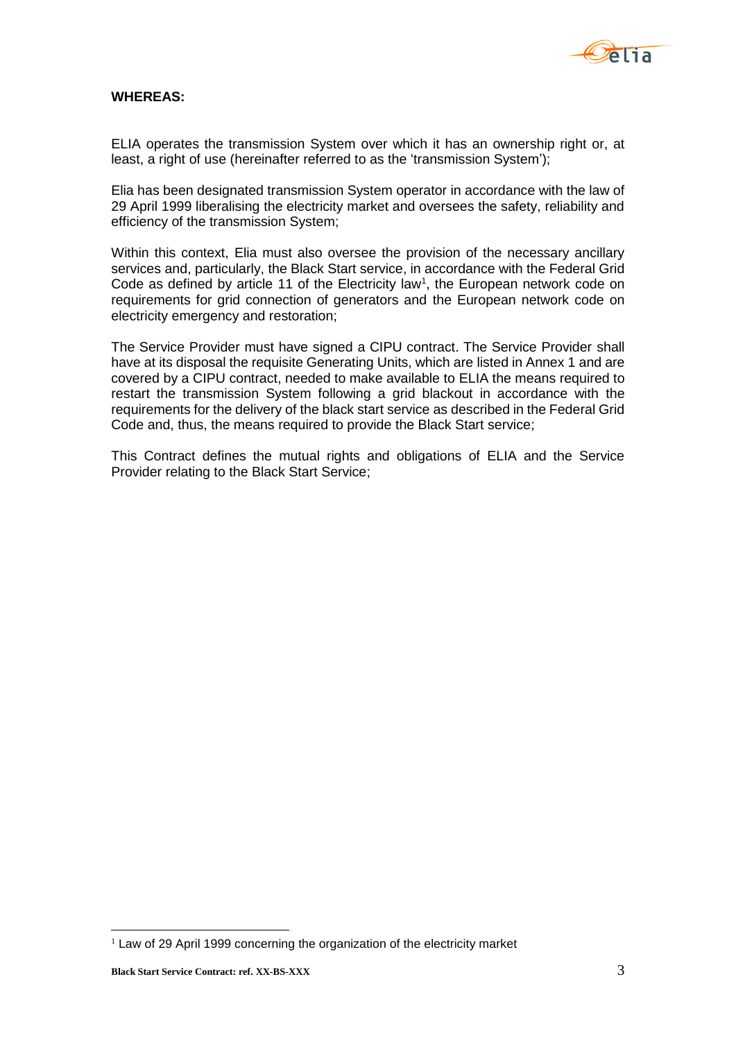**WHEREAS:**

ELIA operates the transmission System over which it has an ownership right or, at least, a right of use (hereinafter referred to as the 'transmission System');

Elia has been designated transmission System operator in accordance with the law of 29 April 1999 liberalising the electricity market and oversees the safety, reliability and efficiency of the transmission System;

Within this context, Elia must also oversee the provision of the necessary ancillary services and, particularly, the Black Start service, in accordance with the Federal Grid Code as defined by article 11 of the Electricity law[1], the European network code on requirements for grid connection of generators and the European network code on electricity emergency and restoration;

The Service Provider must have signed a CIPU contract. The Service Provider shall have at its disposal the requisite Generating Units, which are listed in Annex 1 and are covered by a CIPU contract, needed to make available to ELIA the means required to restart the transmission System following a grid blackout in accordance with the requirements for the delivery of the black start service as described in the Federal Grid Code and, thus, the means required to provide the Black Start service;

This Contract defines the mutual rights and obligations of ELIA and the Service Provider relating to the Black Start Service;

[1] Law of 29 April 1999 concerning the organization of the electricity market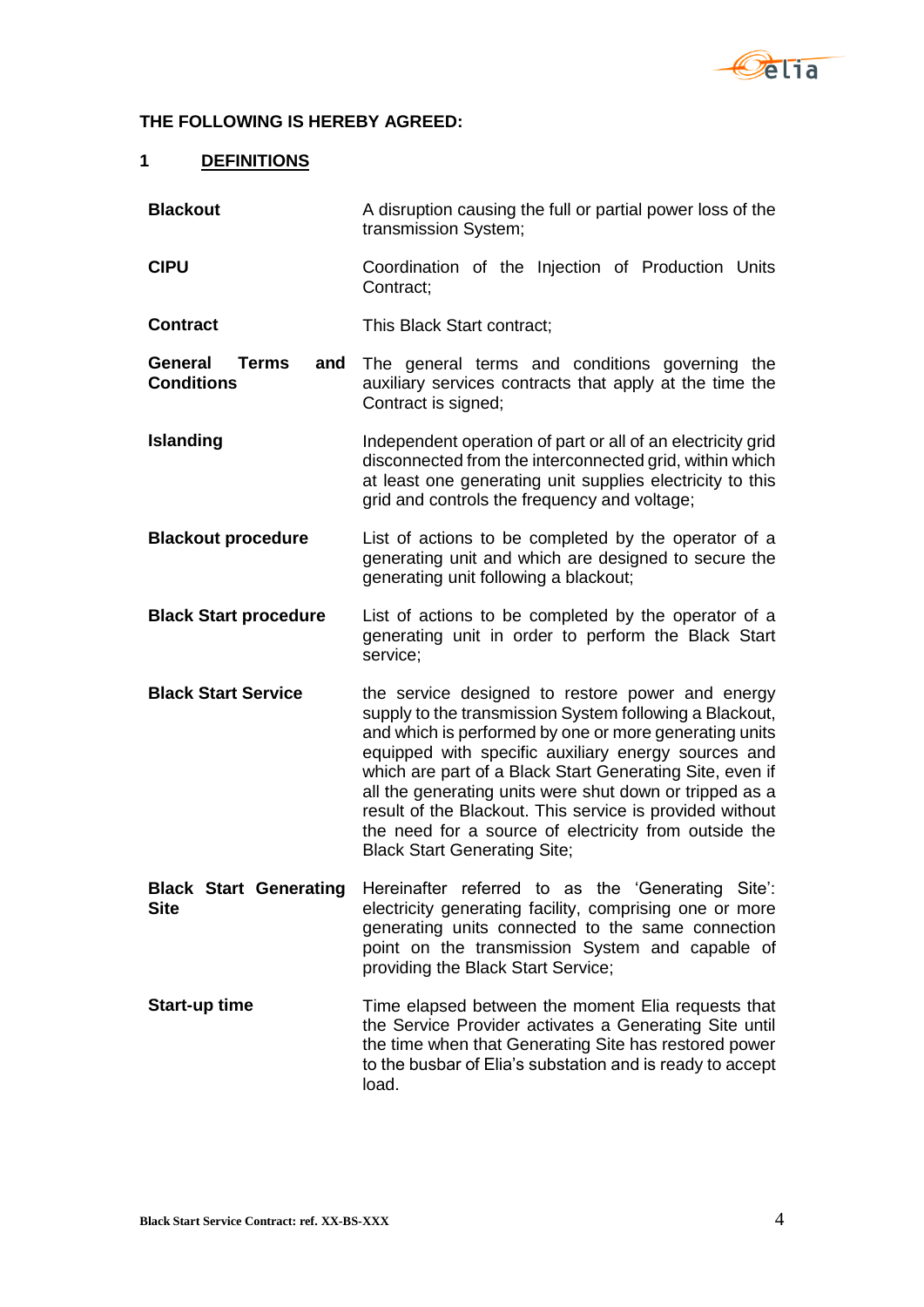**THE FOLLOWING IS HEREBY AGREED:**

## 1 DEFINITIONS

| | |
|---|---|
| **Blackout** | A disruption causing the full or partial power loss of the transmission System; |
| **CIPU** | Coordination of the Injection of Production Units Contract; |
| **Contract** | This Black Start contract; |
| **General Terms and Conditions** | The general terms and conditions governing the auxiliary services contracts that apply at the time the Contract is signed; |
| **Islanding** | Independent operation of part or all of an electricity grid disconnected from the interconnected grid, within which at least one generating unit supplies electricity to this grid and controls the frequency and voltage; |
| **Blackout procedure** | List of actions to be completed by the operator of a generating unit and which are designed to secure the generating unit following a blackout; |
| **Black Start procedure** | List of actions to be completed by the operator of a generating unit in order to perform the Black Start service; |
| **Black Start Service** | the service designed to restore power and energy supply to the transmission System following a Blackout, and which is performed by one or more generating units equipped with specific auxiliary energy sources and which are part of a Black Start Generating Site, even if all the generating units were shut down or tripped as a result of the Blackout. This service is provided without the need for a source of electricity from outside the Black Start Generating Site; |
| **Black Start Generating Site** | Hereinafter referred to as the 'Generating Site': electricity generating facility, comprising one or more generating units connected to the same connection point on the transmission System and capable of providing the Black Start Service; |
| **Start-up time** | Time elapsed between the moment Elia requests that the Service Provider activates a Generating Site until the time when that Generating Site has restored power to the busbar of Elia's substation and is ready to accept load. |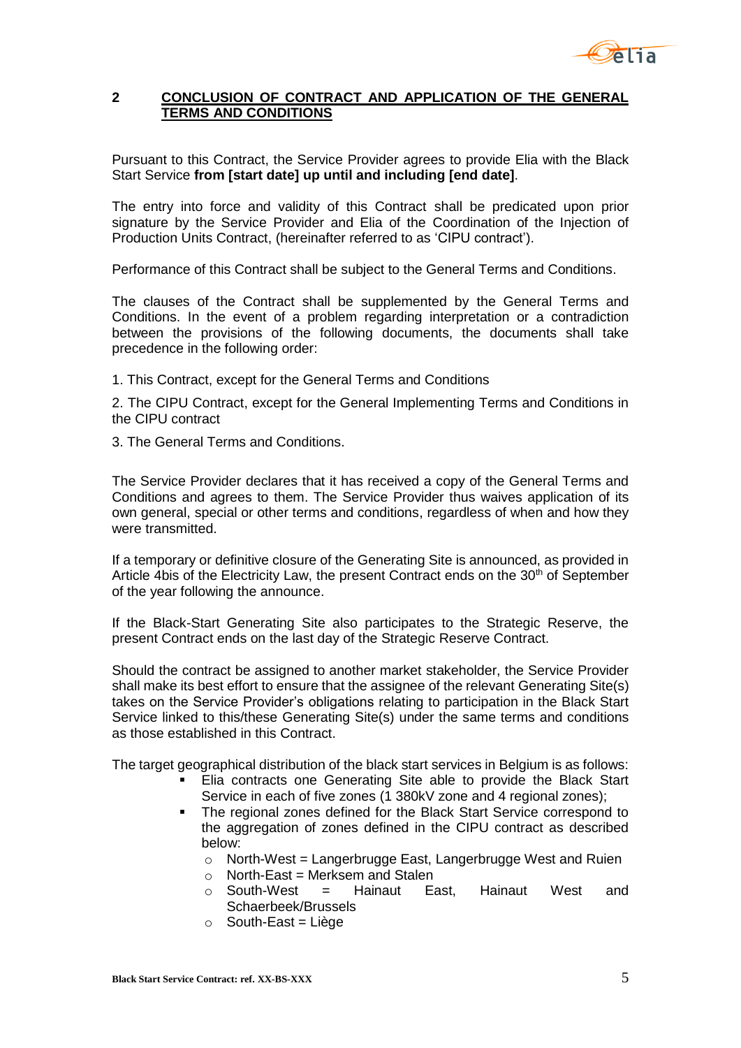## 2 CONCLUSION OF CONTRACT AND APPLICATION OF THE GENERAL TERMS AND CONDITIONS

Pursuant to this Contract, the Service Provider agrees to provide Elia with the Black Start Service **from [start date] up until and including [end date]**.

The entry into force and validity of this Contract shall be predicated upon prior signature by the Service Provider and Elia of the Coordination of the Injection of Production Units Contract, (hereinafter referred to as 'CIPU contract').

Performance of this Contract shall be subject to the General Terms and Conditions.

The clauses of the Contract shall be supplemented by the General Terms and Conditions. In the event of a problem regarding interpretation or a contradiction between the provisions of the following documents, the documents shall take precedence in the following order:

1. This Contract, except for the General Terms and Conditions
2. The CIPU Contract, except for the General Implementing Terms and Conditions in the CIPU contract
3. The General Terms and Conditions.

The Service Provider declares that it has received a copy of the General Terms and Conditions and agrees to them. The Service Provider thus waives application of its own general, special or other terms and conditions, regardless of when and how they were transmitted.

If a temporary or definitive closure of the Generating Site is announced, as provided in Article 4bis of the Electricity Law, the present Contract ends on the 30th of September of the year following the announce.

If the Black-Start Generating Site also participates to the Strategic Reserve, the present Contract ends on the last day of the Strategic Reserve Contract.

Should the contract be assigned to another market stakeholder, the Service Provider shall make its best effort to ensure that the assignee of the relevant Generating Site(s) takes on the Service Provider's obligations relating to participation in the Black Start Service linked to this/these Generating Site(s) under the same terms and conditions as those established in this Contract.

The target geographical distribution of the black start services in Belgium is as follows:

- Elia contracts one Generating Site able to provide the Black Start Service in each of five zones (1 380kV zone and 4 regional zones);
- The regional zones defined for the Black Start Service correspond to the aggregation of zones defined in the CIPU contract as described below:
  - North-West = Langerbrugge East, Langerbrugge West and Ruien
  - North-East = Merksem and Stalen
  - South-West = Hainaut East, Hainaut West and Schaerbeek/Brussels
  - South-East = Liège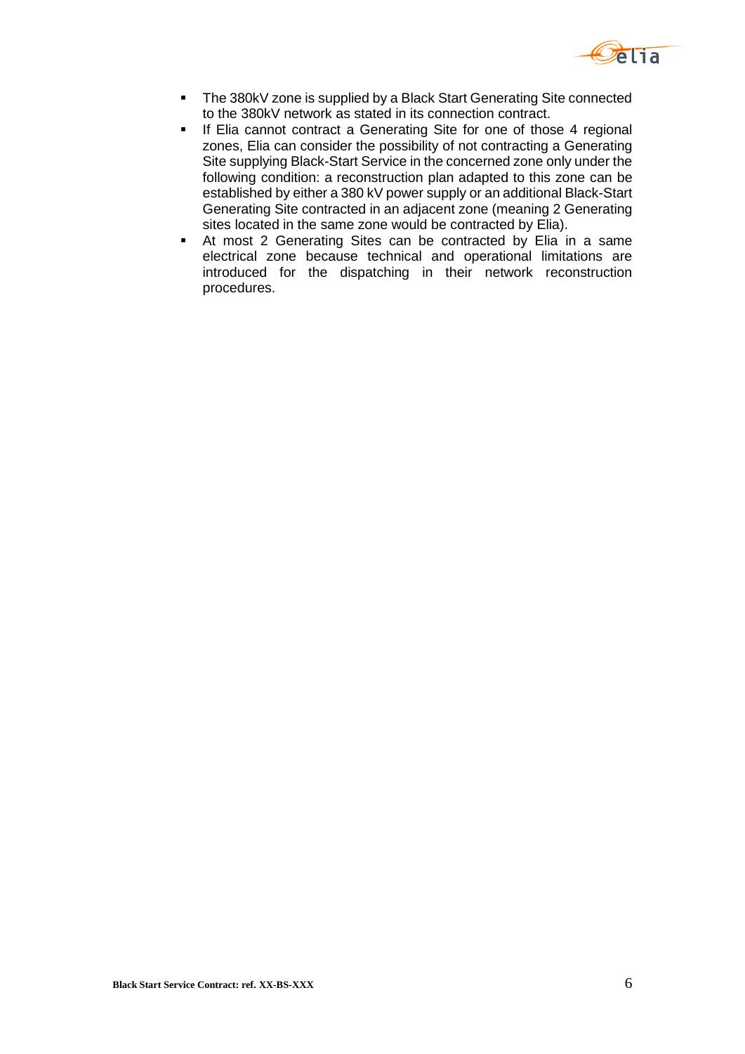- The 380kV zone is supplied by a Black Start Generating Site connected to the 380kV network as stated in its connection contract.
- If Elia cannot contract a Generating Site for one of those 4 regional zones, Elia can consider the possibility of not contracting a Generating Site supplying Black-Start Service in the concerned zone only under the following condition: a reconstruction plan adapted to this zone can be established by either a 380 kV power supply or an additional Black-Start Generating Site contracted in an adjacent zone (meaning 2 Generating sites located in the same zone would be contracted by Elia).
- At most 2 Generating Sites can be contracted by Elia in a same electrical zone because technical and operational limitations are introduced for the dispatching in their network reconstruction procedures.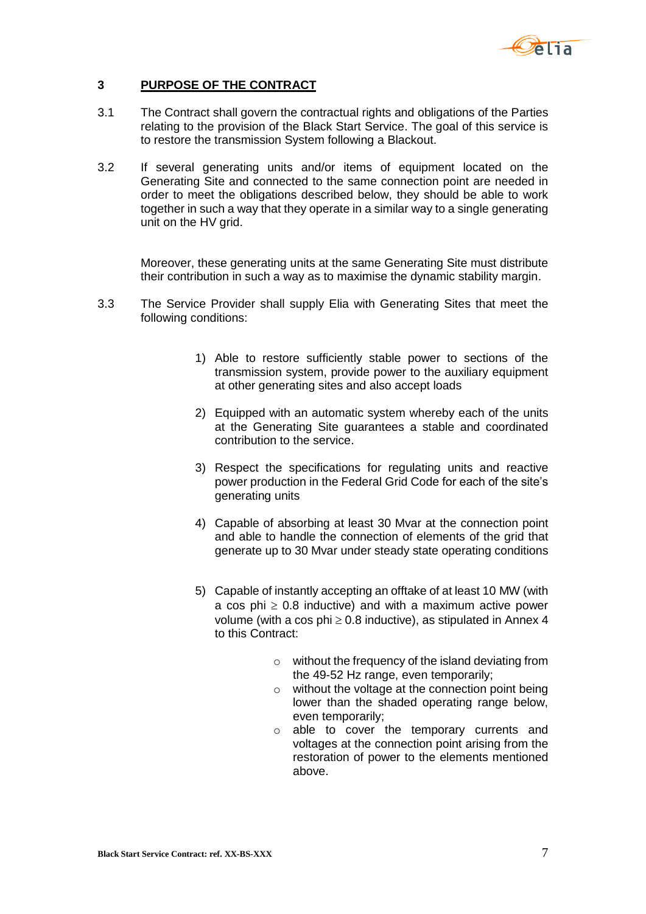## 3 PURPOSE OF THE CONTRACT

3.1 The Contract shall govern the contractual rights and obligations of the Parties relating to the provision of the Black Start Service. The goal of this service is to restore the transmission System following a Blackout.

3.2 If several generating units and/or items of equipment located on the Generating Site and connected to the same connection point are needed in order to meet the obligations described below, they should be able to work together in such a way that they operate in a similar way to a single generating unit on the HV grid.

Moreover, these generating units at the same Generating Site must distribute their contribution in such a way as to maximise the dynamic stability margin.

3.3 The Service Provider shall supply Elia with Generating Sites that meet the following conditions:

1) Able to restore sufficiently stable power to sections of the transmission system, provide power to the auxiliary equipment at other generating sites and also accept loads

2) Equipped with an automatic system whereby each of the units at the Generating Site guarantees a stable and coordinated contribution to the service.

3) Respect the specifications for regulating units and reactive power production in the Federal Grid Code for each of the site's generating units

4) Capable of absorbing at least 30 Mvar at the connection point and able to handle the connection of elements of the grid that generate up to 30 Mvar under steady state operating conditions

5) Capable of instantly accepting an offtake of at least 10 MW (with a cos phi $\geq$ 0.8 inductive) and with a maximum active power volume (with a cos phi $\geq$ 0.8 inductive), as stipulated in Annex 4 to this Contract:

   - without the frequency of the island deviating from the 49-52 Hz range, even temporarily;
   - without the voltage at the connection point being lower than the shaded operating range below, even temporarily;
   - able to cover the temporary currents and voltages at the connection point arising from the restoration of power to the elements mentioned above.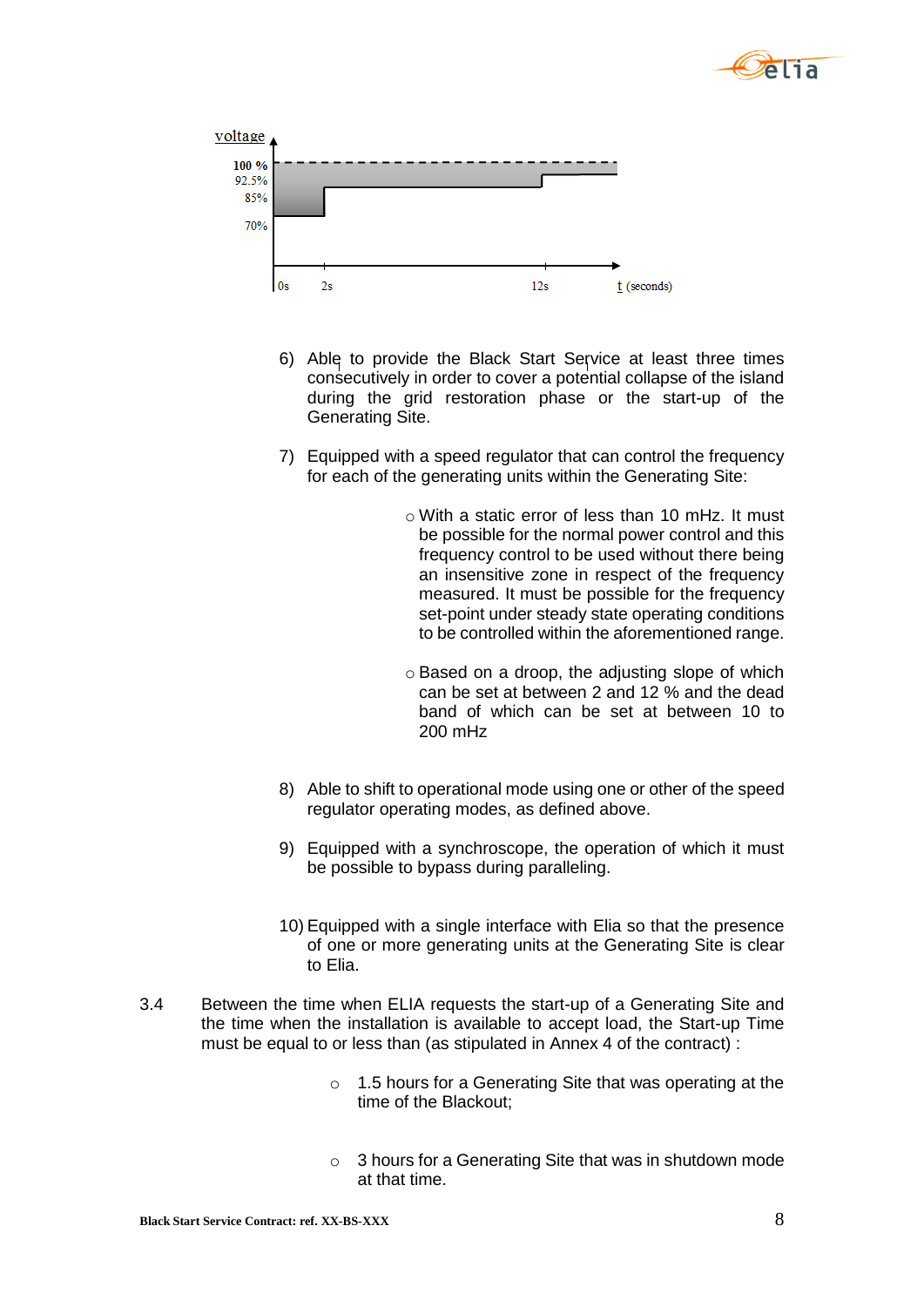voltage

100 %
92.5%
85%
70%

0s 2s 12s t (seconds)

6) Able to provide the Black Start Service at least three times consecutively in order to cover a potential collapse of the island during the grid restoration phase or the start-up of the Generating Site.

7) Equipped with a speed regulator that can control the frequency for each of the generating units within the Generating Site:

   - With a static error of less than 10 mHz. It must be possible for the normal power control and this frequency control to be used without there being an insensitive zone in respect of the frequency measured. It must be possible for the frequency set-point under steady state operating conditions to be controlled within the aforementioned range.

   - Based on a droop, the adjusting slope of which can be set at between 2 and 12 % and the dead band of which can be set at between 10 to 200 mHz

8) Able to shift to operational mode using one or other of the speed regulator operating modes, as defined above.

9) Equipped with a synchroscope, the operation of which it must be possible to bypass during paralleling.

10) Equipped with a single interface with Elia so that the presence of one or more generating units at the Generating Site is clear to Elia.

3.4 Between the time when ELIA requests the start-up of a Generating Site and the time when the installation is available to accept load, the Start-up Time must be equal to or less than (as stipulated in Annex 4 of the contract) :

- 1.5 hours for a Generating Site that was operating at the time of the Blackout;

- 3 hours for a Generating Site that was in shutdown mode at that time.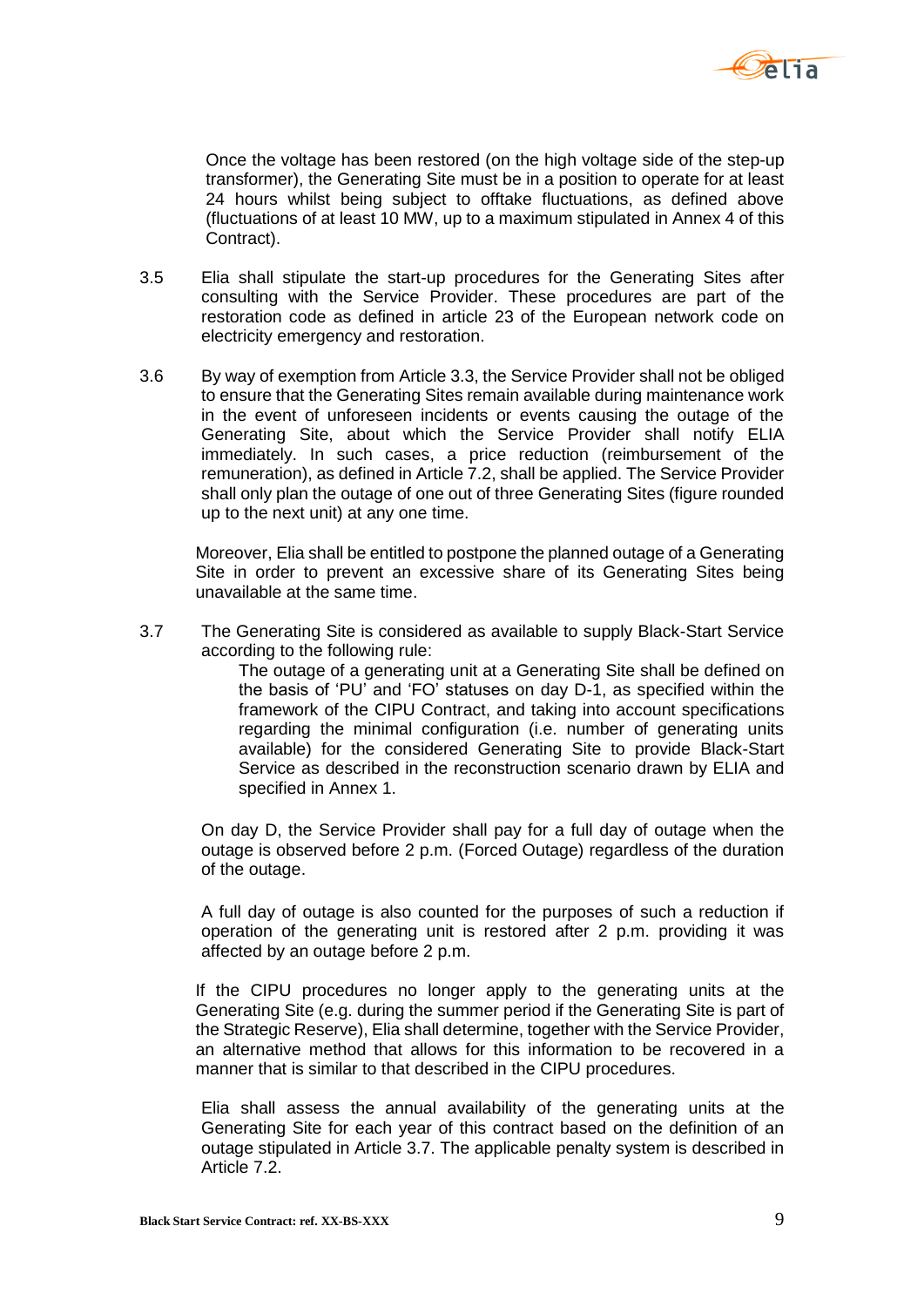Once the voltage has been restored (on the high voltage side of the step-up transformer), the Generating Site must be in a position to operate for at least 24 hours whilst being subject to offtake fluctuations, as defined above (fluctuations of at least 10 MW, up to a maximum stipulated in Annex 4 of this Contract).

3.5 Elia shall stipulate the start-up procedures for the Generating Sites after consulting with the Service Provider. These procedures are part of the restoration code as defined in article 23 of the European network code on electricity emergency and restoration.

3.6 By way of exemption from Article 3.3, the Service Provider shall not be obliged to ensure that the Generating Sites remain available during maintenance work in the event of unforeseen incidents or events causing the outage of the Generating Site, about which the Service Provider shall notify ELIA immediately. In such cases, a price reduction (reimbursement of the remuneration), as defined in Article 7.2, shall be applied. The Service Provider shall only plan the outage of one out of three Generating Sites (figure rounded up to the next unit) at any one time.

Moreover, Elia shall be entitled to postpone the planned outage of a Generating Site in order to prevent an excessive share of its Generating Sites being unavailable at the same time.

3.7 The Generating Site is considered as available to supply Black-Start Service according to the following rule:

The outage of a generating unit at a Generating Site shall be defined on the basis of 'PU' and 'FO' statuses on day D-1, as specified within the framework of the CIPU Contract, and taking into account specifications regarding the minimal configuration (i.e. number of generating units available) for the considered Generating Site to provide Black-Start Service as described in the reconstruction scenario drawn by ELIA and specified in Annex 1.

On day D, the Service Provider shall pay for a full day of outage when the outage is observed before 2 p.m. (Forced Outage) regardless of the duration of the outage.

A full day of outage is also counted for the purposes of such a reduction if operation of the generating unit is restored after 2 p.m. providing it was affected by an outage before 2 p.m.

If the CIPU procedures no longer apply to the generating units at the Generating Site (e.g. during the summer period if the Generating Site is part of the Strategic Reserve), Elia shall determine, together with the Service Provider, an alternative method that allows for this information to be recovered in a manner that is similar to that described in the CIPU procedures.

Elia shall assess the annual availability of the generating units at the Generating Site for each year of this contract based on the definition of an outage stipulated in Article 3.7. The applicable penalty system is described in Article 7.2.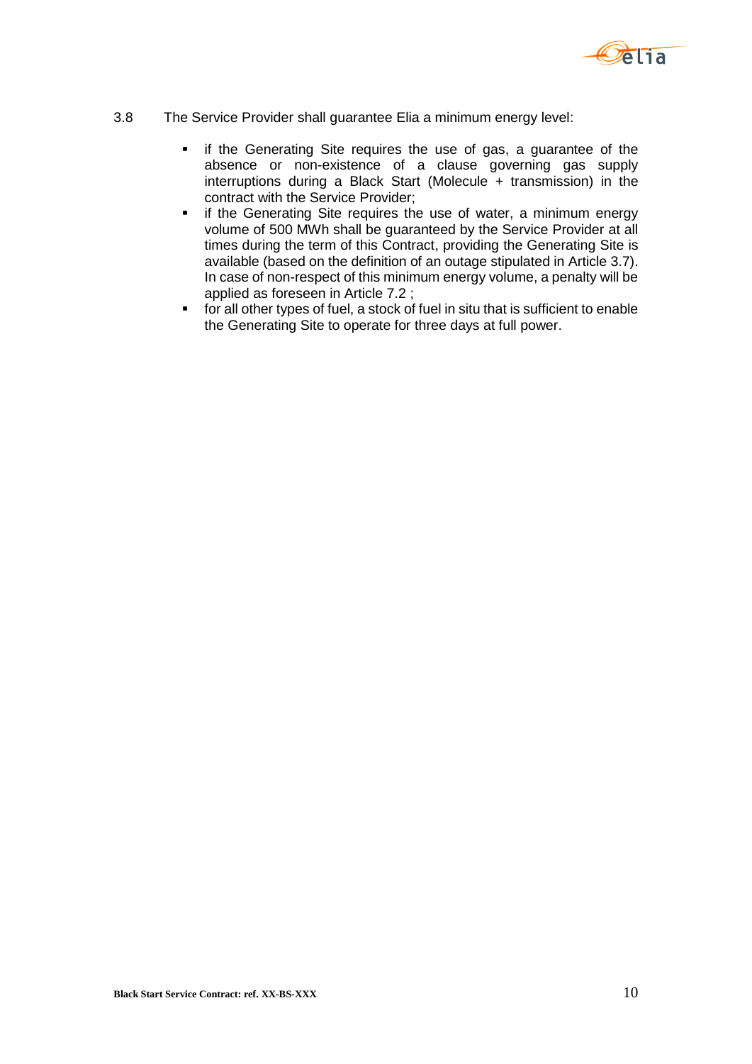3.8 The Service Provider shall guarantee Elia a minimum energy level:

- if the Generating Site requires the use of gas, a guarantee of the absence or non-existence of a clause governing gas supply interruptions during a Black Start (Molecule + transmission) in the contract with the Service Provider;
- if the Generating Site requires the use of water, a minimum energy volume of 500 MWh shall be guaranteed by the Service Provider at all times during the term of this Contract, providing the Generating Site is available (based on the definition of an outage stipulated in Article 3.7). In case of non-respect of this minimum energy volume, a penalty will be applied as foreseen in Article 7.2 ;
- for all other types of fuel, a stock of fuel in situ that is sufficient to enable the Generating Site to operate for three days at full power.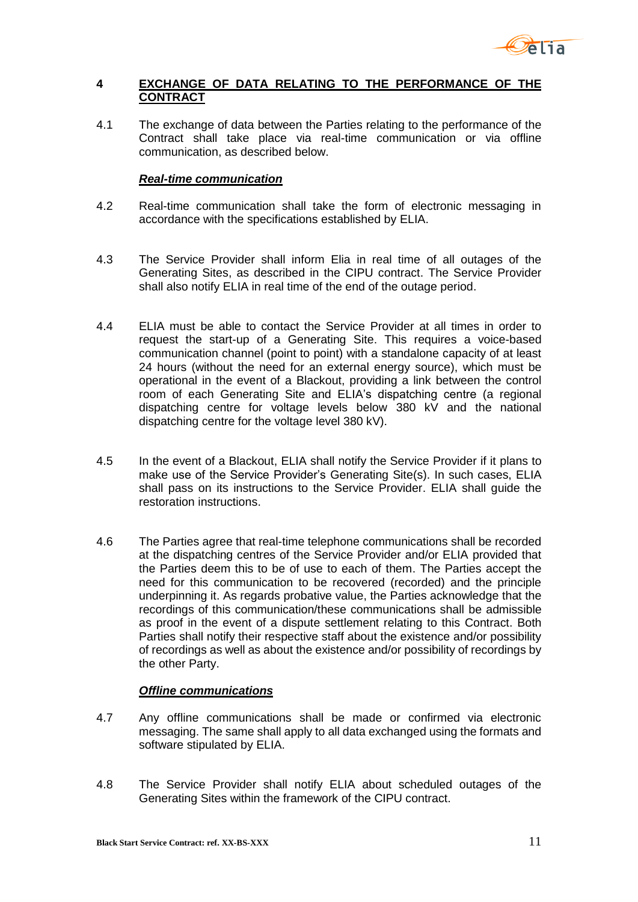## 4 EXCHANGE OF DATA RELATING TO THE PERFORMANCE OF THE CONTRACT

4.1 The exchange of data between the Parties relating to the performance of the Contract shall take place via real-time communication or via offline communication, as described below.

***Real-time communication***

4.2 Real-time communication shall take the form of electronic messaging in accordance with the specifications established by ELIA.

4.3 The Service Provider shall inform Elia in real time of all outages of the Generating Sites, as described in the CIPU contract. The Service Provider shall also notify ELIA in real time of the end of the outage period.

4.4 ELIA must be able to contact the Service Provider at all times in order to request the start-up of a Generating Site. This requires a voice-based communication channel (point to point) with a standalone capacity of at least 24 hours (without the need for an external energy source), which must be operational in the event of a Blackout, providing a link between the control room of each Generating Site and ELIA's dispatching centre (a regional dispatching centre for voltage levels below 380 kV and the national dispatching centre for the voltage level 380 kV).

4.5 In the event of a Blackout, ELIA shall notify the Service Provider if it plans to make use of the Service Provider's Generating Site(s). In such cases, ELIA shall pass on its instructions to the Service Provider. ELIA shall guide the restoration instructions.

4.6 The Parties agree that real-time telephone communications shall be recorded at the dispatching centres of the Service Provider and/or ELIA provided that the Parties deem this to be of use to each of them. The Parties accept the need for this communication to be recovered (recorded) and the principle underpinning it. As regards probative value, the Parties acknowledge that the recordings of this communication/these communications shall be admissible as proof in the event of a dispute settlement relating to this Contract. Both Parties shall notify their respective staff about the existence and/or possibility of recordings as well as about the existence and/or possibility of recordings by the other Party.

***Offline communications***

4.7 Any offline communications shall be made or confirmed via electronic messaging. The same shall apply to all data exchanged using the formats and software stipulated by ELIA.

4.8 The Service Provider shall notify ELIA about scheduled outages of the Generating Sites within the framework of the CIPU contract.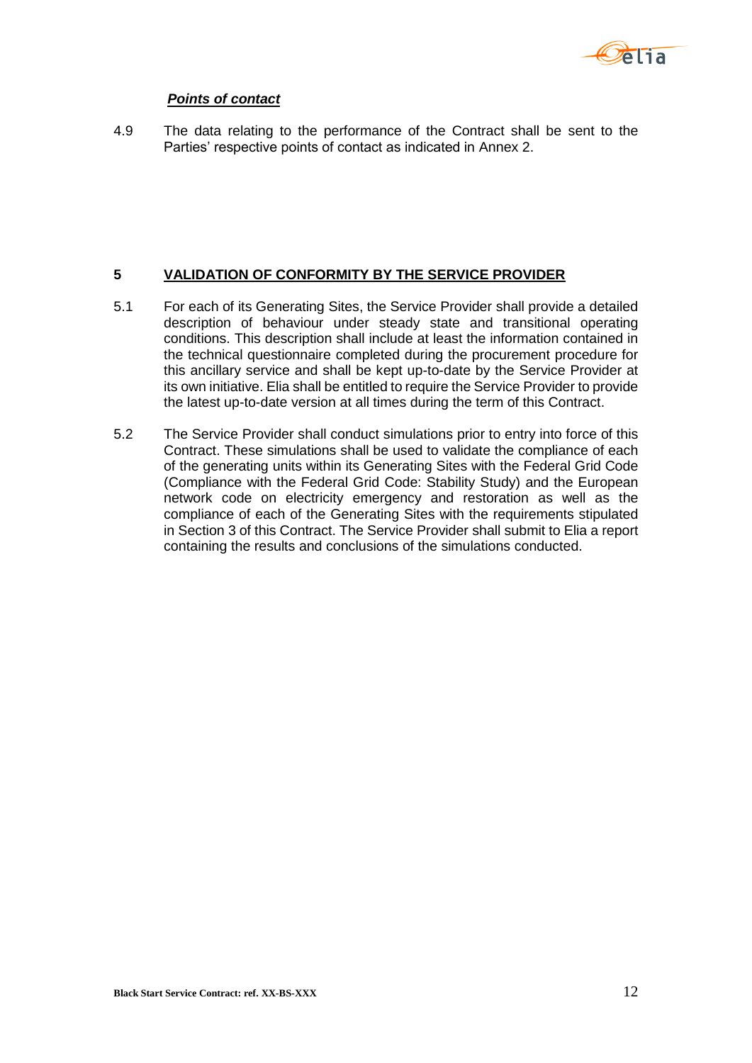***Points of contact***

4.9 The data relating to the performance of the Contract shall be sent to the Parties' respective points of contact as indicated in Annex 2.

## 5 VALIDATION OF CONFORMITY BY THE SERVICE PROVIDER

5.1 For each of its Generating Sites, the Service Provider shall provide a detailed description of behaviour under steady state and transitional operating conditions. This description shall include at least the information contained in the technical questionnaire completed during the procurement procedure for this ancillary service and shall be kept up-to-date by the Service Provider at its own initiative. Elia shall be entitled to require the Service Provider to provide the latest up-to-date version at all times during the term of this Contract.

5.2 The Service Provider shall conduct simulations prior to entry into force of this Contract. These simulations shall be used to validate the compliance of each of the generating units within its Generating Sites with the Federal Grid Code (Compliance with the Federal Grid Code: Stability Study) and the European network code on electricity emergency and restoration as well as the compliance of each of the Generating Sites with the requirements stipulated in Section 3 of this Contract. The Service Provider shall submit to Elia a report containing the results and conclusions of the simulations conducted.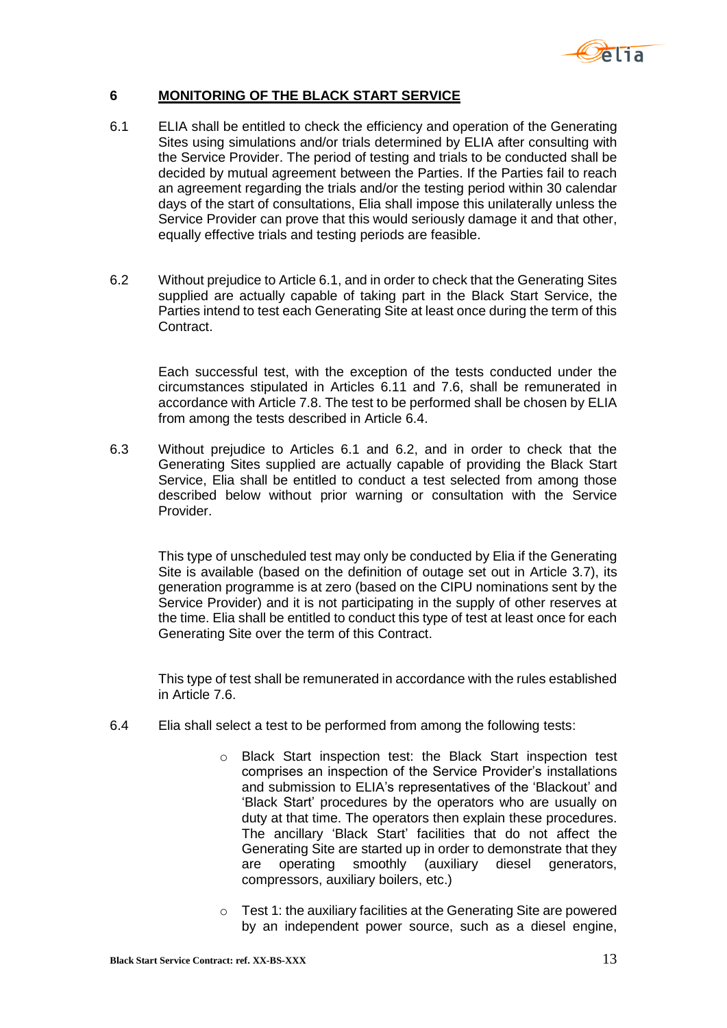## 6 MONITORING OF THE BLACK START SERVICE

6.1 ELIA shall be entitled to check the efficiency and operation of the Generating Sites using simulations and/or trials determined by ELIA after consulting with the Service Provider. The period of testing and trials to be conducted shall be decided by mutual agreement between the Parties. If the Parties fail to reach an agreement regarding the trials and/or the testing period within 30 calendar days of the start of consultations, Elia shall impose this unilaterally unless the Service Provider can prove that this would seriously damage it and that other, equally effective trials and testing periods are feasible.

6.2 Without prejudice to Article 6.1, and in order to check that the Generating Sites supplied are actually capable of taking part in the Black Start Service, the Parties intend to test each Generating Site at least once during the term of this Contract.

Each successful test, with the exception of the tests conducted under the circumstances stipulated in Articles 6.11 and 7.6, shall be remunerated in accordance with Article 7.8. The test to be performed shall be chosen by ELIA from among the tests described in Article 6.4.

6.3 Without prejudice to Articles 6.1 and 6.2, and in order to check that the Generating Sites supplied are actually capable of providing the Black Start Service, Elia shall be entitled to conduct a test selected from among those described below without prior warning or consultation with the Service Provider.

This type of unscheduled test may only be conducted by Elia if the Generating Site is available (based on the definition of outage set out in Article 3.7), its generation programme is at zero (based on the CIPU nominations sent by the Service Provider) and it is not participating in the supply of other reserves at the time. Elia shall be entitled to conduct this type of test at least once for each Generating Site over the term of this Contract.

This type of test shall be remunerated in accordance with the rules established in Article 7.6.

6.4 Elia shall select a test to be performed from among the following tests:

- Black Start inspection test: the Black Start inspection test comprises an inspection of the Service Provider's installations and submission to ELIA's representatives of the 'Blackout' and 'Black Start' procedures by the operators who are usually on duty at that time. The operators then explain these procedures. The ancillary 'Black Start' facilities that do not affect the Generating Site are started up in order to demonstrate that they are operating smoothly (auxiliary diesel generators, compressors, auxiliary boilers, etc.)
- Test 1: the auxiliary facilities at the Generating Site are powered by an independent power source, such as a diesel engine,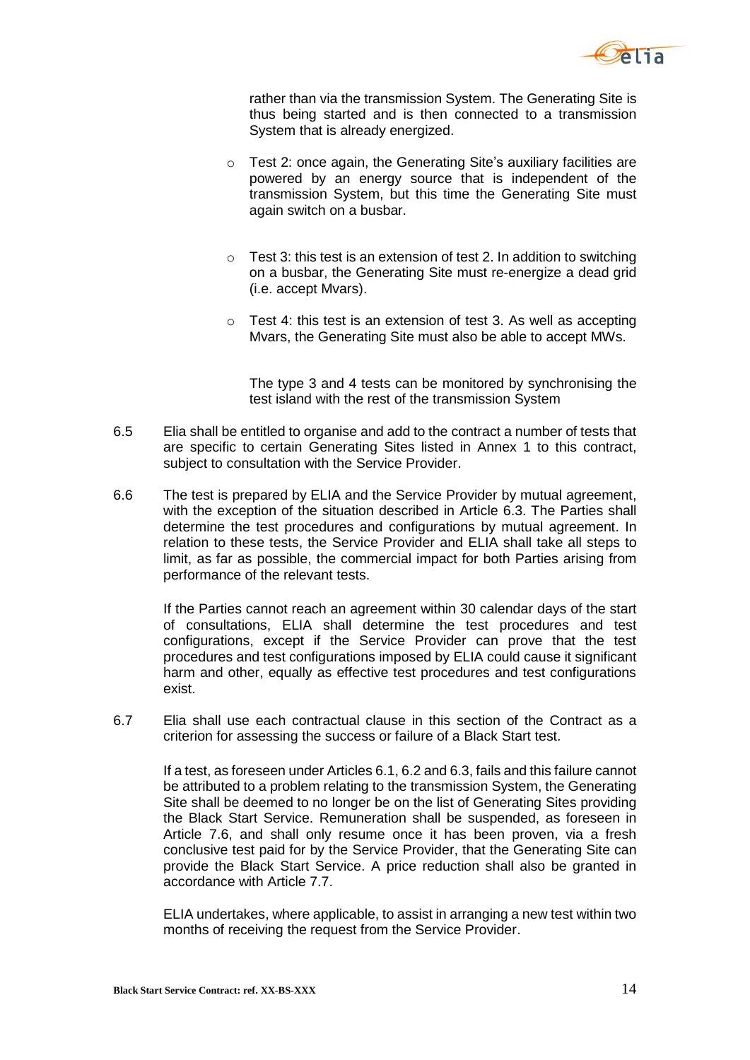rather than via the transmission System. The Generating Site is thus being started and is then connected to a transmission System that is already energized.

- Test 2: once again, the Generating Site's auxiliary facilities are powered by an energy source that is independent of the transmission System, but this time the Generating Site must again switch on a busbar.

- Test 3: this test is an extension of test 2. In addition to switching on a busbar, the Generating Site must re-energize a dead grid (i.e. accept Mvars).

- Test 4: this test is an extension of test 3. As well as accepting Mvars, the Generating Site must also be able to accept MWs.

The type 3 and 4 tests can be monitored by synchronising the test island with the rest of the transmission System

6.5 Elia shall be entitled to organise and add to the contract a number of tests that are specific to certain Generating Sites listed in Annex 1 to this contract, subject to consultation with the Service Provider.

6.6 The test is prepared by ELIA and the Service Provider by mutual agreement, with the exception of the situation described in Article 6.3. The Parties shall determine the test procedures and configurations by mutual agreement. In relation to these tests, the Service Provider and ELIA shall take all steps to limit, as far as possible, the commercial impact for both Parties arising from performance of the relevant tests.

If the Parties cannot reach an agreement within 30 calendar days of the start of consultations, ELIA shall determine the test procedures and test configurations, except if the Service Provider can prove that the test procedures and test configurations imposed by ELIA could cause it significant harm and other, equally as effective test procedures and test configurations exist.

6.7 Elia shall use each contractual clause in this section of the Contract as a criterion for assessing the success or failure of a Black Start test.

If a test, as foreseen under Articles 6.1, 6.2 and 6.3, fails and this failure cannot be attributed to a problem relating to the transmission System, the Generating Site shall be deemed to no longer be on the list of Generating Sites providing the Black Start Service. Remuneration shall be suspended, as foreseen in Article 7.6, and shall only resume once it has been proven, via a fresh conclusive test paid for by the Service Provider, that the Generating Site can provide the Black Start Service. A price reduction shall also be granted in accordance with Article 7.7.

ELIA undertakes, where applicable, to assist in arranging a new test within two months of receiving the request from the Service Provider.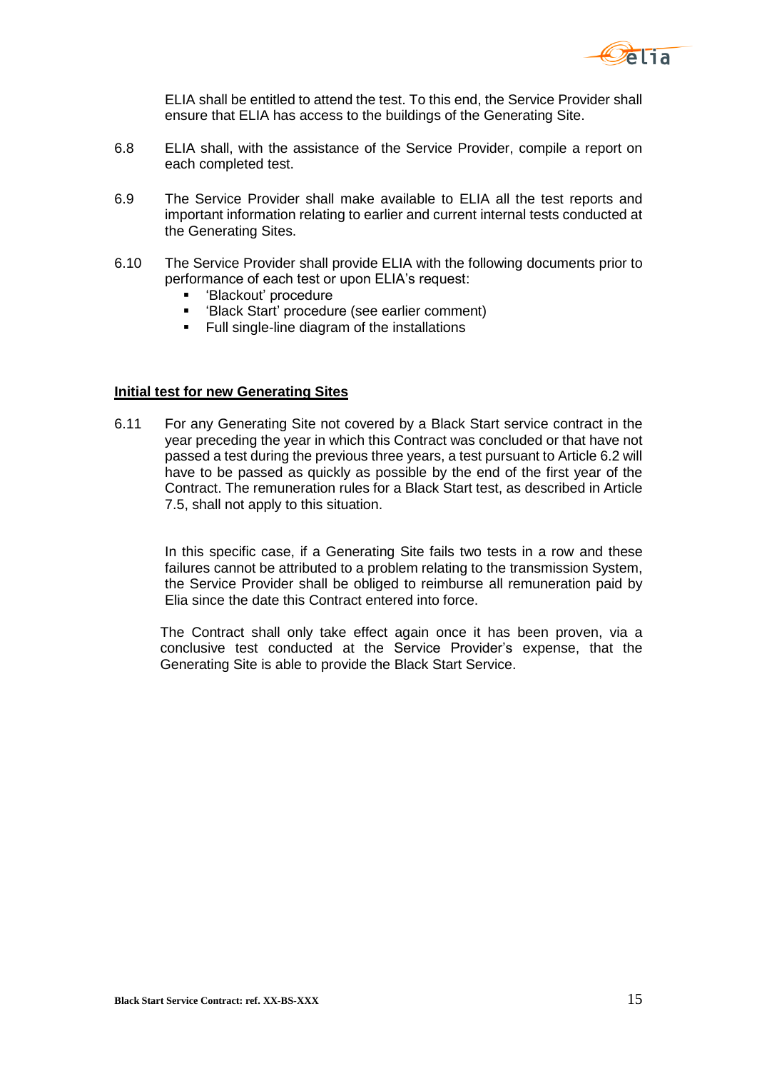ELIA shall be entitled to attend the test. To this end, the Service Provider shall ensure that ELIA has access to the buildings of the Generating Site.

6.8 ELIA shall, with the assistance of the Service Provider, compile a report on each completed test.

6.9 The Service Provider shall make available to ELIA all the test reports and important information relating to earlier and current internal tests conducted at the Generating Sites.

6.10 The Service Provider shall provide ELIA with the following documents prior to performance of each test or upon ELIA's request:

- 'Blackout' procedure
- 'Black Start' procedure (see earlier comment)
- Full single-line diagram of the installations

**Initial test for new Generating Sites**

6.11 For any Generating Site not covered by a Black Start service contract in the year preceding the year in which this Contract was concluded or that have not passed a test during the previous three years, a test pursuant to Article 6.2 will have to be passed as quickly as possible by the end of the first year of the Contract. The remuneration rules for a Black Start test, as described in Article 7.5, shall not apply to this situation.

In this specific case, if a Generating Site fails two tests in a row and these failures cannot be attributed to a problem relating to the transmission System, the Service Provider shall be obliged to reimburse all remuneration paid by Elia since the date this Contract entered into force.

The Contract shall only take effect again once it has been proven, via a conclusive test conducted at the Service Provider's expense, that the Generating Site is able to provide the Black Start Service.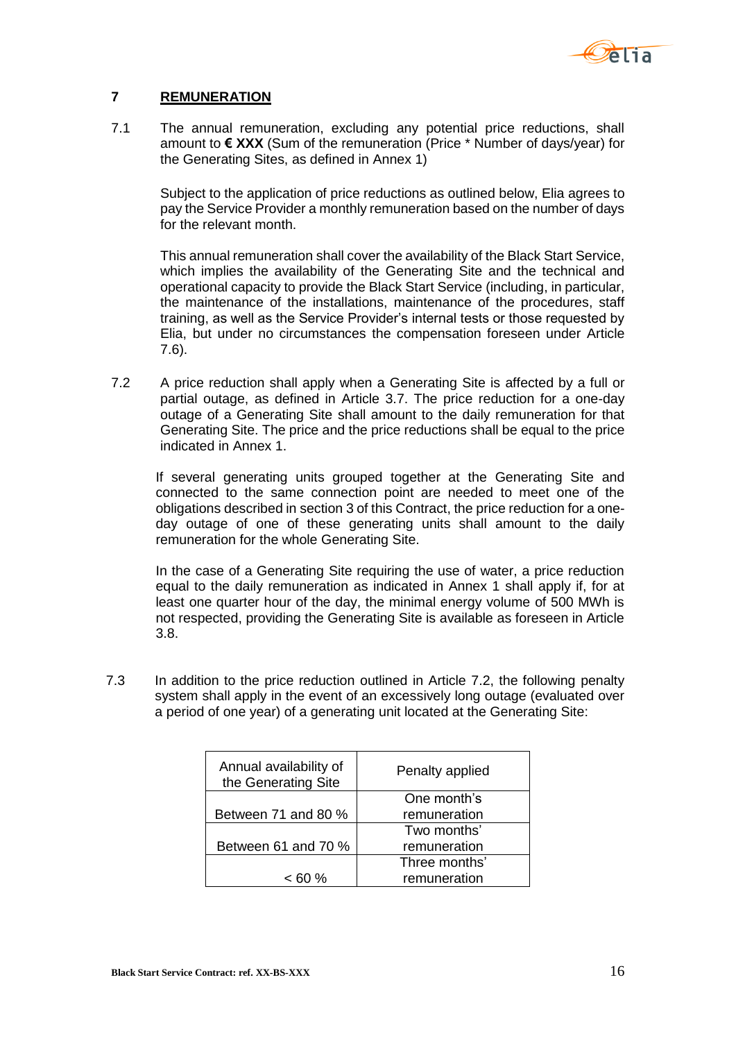## 7 REMUNERATION

7.1 The annual remuneration, excluding any potential price reductions, shall amount to **€ XXX** (Sum of the remuneration (Price * Number of days/year) for the Generating Sites, as defined in Annex 1)

Subject to the application of price reductions as outlined below, Elia agrees to pay the Service Provider a monthly remuneration based on the number of days for the relevant month.

This annual remuneration shall cover the availability of the Black Start Service, which implies the availability of the Generating Site and the technical and operational capacity to provide the Black Start Service (including, in particular, the maintenance of the installations, maintenance of the procedures, staff training, as well as the Service Provider's internal tests or those requested by Elia, but under no circumstances the compensation foreseen under Article 7.6).

7.2 A price reduction shall apply when a Generating Site is affected by a full or partial outage, as defined in Article 3.7. The price reduction for a one-day outage of a Generating Site shall amount to the daily remuneration for that Generating Site. The price and the price reductions shall be equal to the price indicated in Annex 1.

If several generating units grouped together at the Generating Site and connected to the same connection point are needed to meet one of the obligations described in section 3 of this Contract, the price reduction for a one-day outage of one of these generating units shall amount to the daily remuneration for the whole Generating Site.

In the case of a Generating Site requiring the use of water, a price reduction equal to the daily remuneration as indicated in Annex 1 shall apply if, for at least one quarter hour of the day, the minimal energy volume of 500 MWh is not respected, providing the Generating Site is available as foreseen in Article 3.8.

7.3 In addition to the price reduction outlined in Article 7.2, the following penalty system shall apply in the event of an excessively long outage (evaluated over a period of one year) of a generating unit located at the Generating Site:

| Annual availability of the Generating Site | Penalty applied |
|---|---|
| Between 71 and 80 % | One month's remuneration |
| Between 61 and 70 % | Two months' remuneration |
| < 60 % | Three months' remuneration |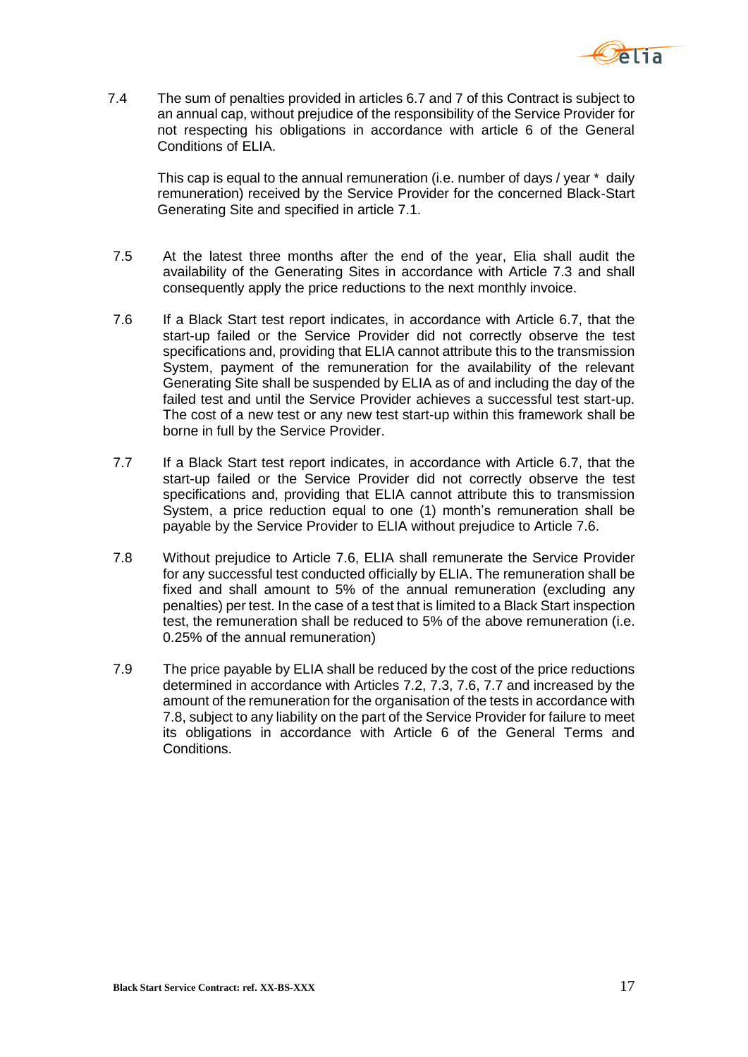7.4 The sum of penalties provided in articles 6.7 and 7 of this Contract is subject to an annual cap, without prejudice of the responsibility of the Service Provider for not respecting his obligations in accordance with article 6 of the General Conditions of ELIA.

This cap is equal to the annual remuneration (i.e. number of days / year * daily remuneration) received by the Service Provider for the concerned Black-Start Generating Site and specified in article 7.1.

7.5 At the latest three months after the end of the year, Elia shall audit the availability of the Generating Sites in accordance with Article 7.3 and shall consequently apply the price reductions to the next monthly invoice.

7.6 If a Black Start test report indicates, in accordance with Article 6.7, that the start-up failed or the Service Provider did not correctly observe the test specifications and, providing that ELIA cannot attribute this to the transmission System, payment of the remuneration for the availability of the relevant Generating Site shall be suspended by ELIA as of and including the day of the failed test and until the Service Provider achieves a successful test start-up. The cost of a new test or any new test start-up within this framework shall be borne in full by the Service Provider.

7.7 If a Black Start test report indicates, in accordance with Article 6.7, that the start-up failed or the Service Provider did not correctly observe the test specifications and, providing that ELIA cannot attribute this to transmission System, a price reduction equal to one (1) month's remuneration shall be payable by the Service Provider to ELIA without prejudice to Article 7.6.

7.8 Without prejudice to Article 7.6, ELIA shall remunerate the Service Provider for any successful test conducted officially by ELIA. The remuneration shall be fixed and shall amount to 5% of the annual remuneration (excluding any penalties) per test. In the case of a test that is limited to a Black Start inspection test, the remuneration shall be reduced to 5% of the above remuneration (i.e. 0.25% of the annual remuneration)

7.9 The price payable by ELIA shall be reduced by the cost of the price reductions determined in accordance with Articles 7.2, 7.3, 7.6, 7.7 and increased by the amount of the remuneration for the organisation of the tests in accordance with 7.8, subject to any liability on the part of the Service Provider for failure to meet its obligations in accordance with Article 6 of the General Terms and Conditions.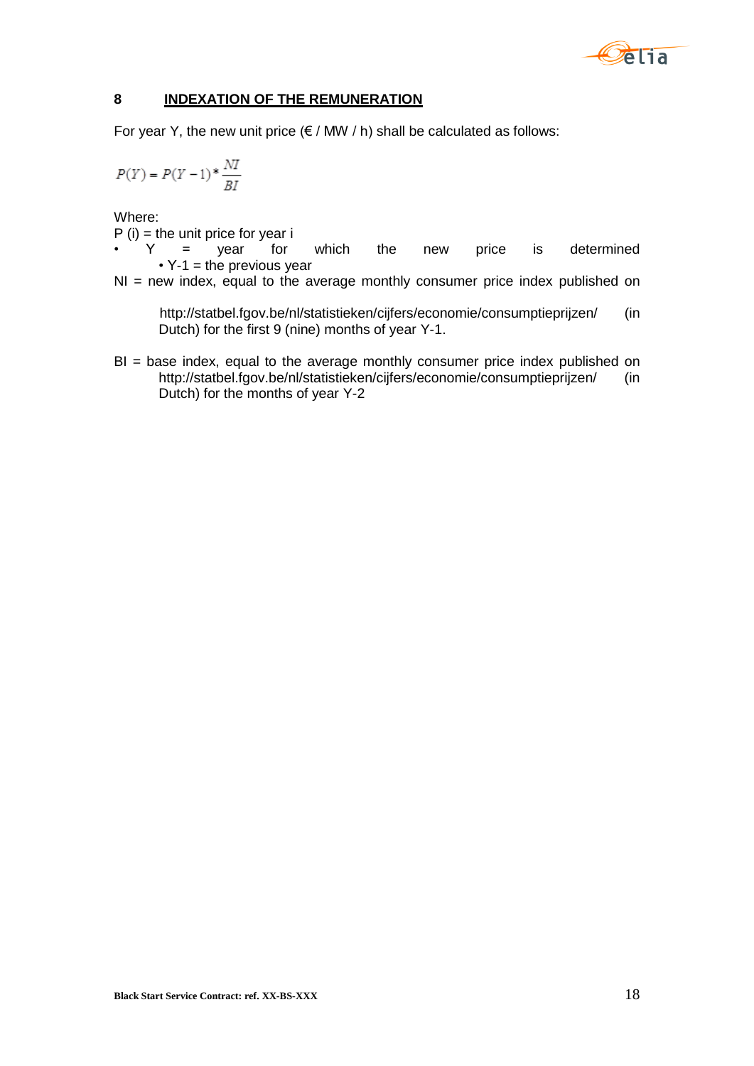## 8 INDEXATION OF THE REMUNERATION

For year Y, the new unit price (€ / MW / h) shall be calculated as follows:

$$P(Y) = P(Y-1) * \frac{NI}{BI}$$

Where:

P (i) = the unit price for year i

- Y = year for which the new price is determined
  - Y-1 = the previous year

NI = new index, equal to the average monthly consumer price index published on

http://statbel.fgov.be/nl/statistieken/cijfers/economie/consumptieprijzen/ (in Dutch) for the first 9 (nine) months of year Y-1.

BI = base index, equal to the average monthly consumer price index published on http://statbel.fgov.be/nl/statistieken/cijfers/economie/consumptieprijzen/ (in Dutch) for the months of year Y-2

Black Start Service Contract: ref. XX-BS-XXX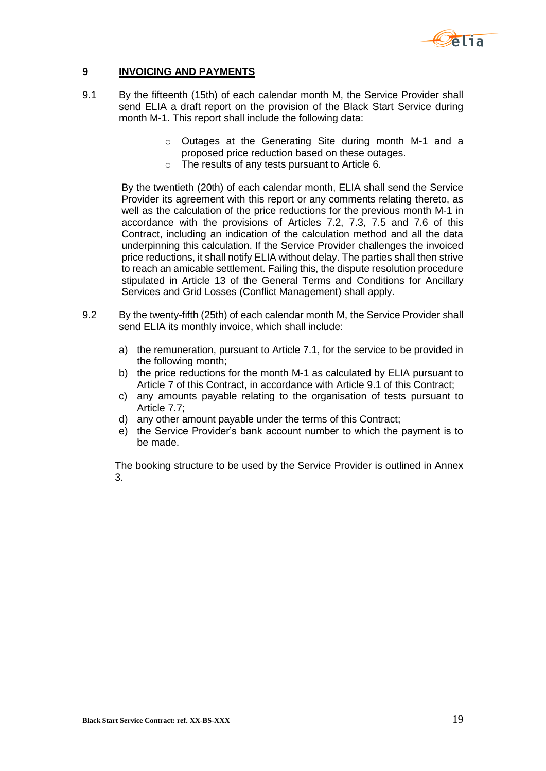## 9 INVOICING AND PAYMENTS

9.1 By the fifteenth (15th) of each calendar month M, the Service Provider shall send ELIA a draft report on the provision of the Black Start Service during month M-1. This report shall include the following data:

- Outages at the Generating Site during month M-1 and a proposed price reduction based on these outages.
- The results of any tests pursuant to Article 6.

By the twentieth (20th) of each calendar month, ELIA shall send the Service Provider its agreement with this report or any comments relating thereto, as well as the calculation of the price reductions for the previous month M-1 in accordance with the provisions of Articles 7.2, 7.3, 7.5 and 7.6 of this Contract, including an indication of the calculation method and all the data underpinning this calculation. If the Service Provider challenges the invoiced price reductions, it shall notify ELIA without delay. The parties shall then strive to reach an amicable settlement. Failing this, the dispute resolution procedure stipulated in Article 13 of the General Terms and Conditions for Ancillary Services and Grid Losses (Conflict Management) shall apply.

9.2 By the twenty-fifth (25th) of each calendar month M, the Service Provider shall send ELIA its monthly invoice, which shall include:

a) the remuneration, pursuant to Article 7.1, for the service to be provided in the following month;
b) the price reductions for the month M-1 as calculated by ELIA pursuant to Article 7 of this Contract, in accordance with Article 9.1 of this Contract;
c) any amounts payable relating to the organisation of tests pursuant to Article 7.7;
d) any other amount payable under the terms of this Contract;
e) the Service Provider's bank account number to which the payment is to be made.

The booking structure to be used by the Service Provider is outlined in Annex 3.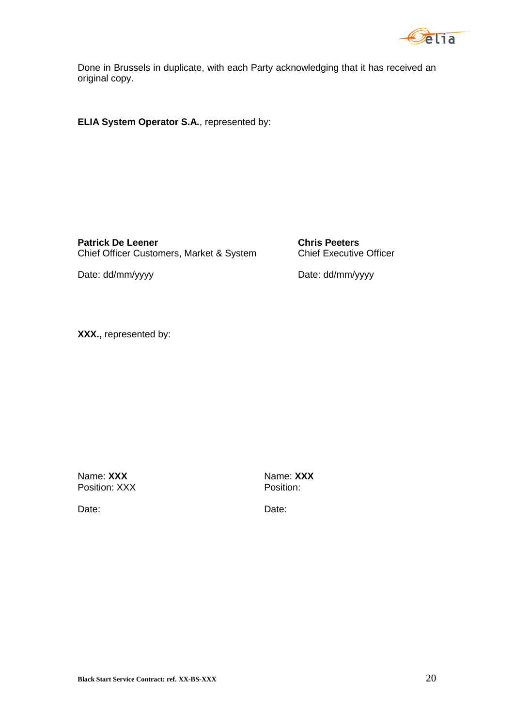Done in Brussels in duplicate, with each Party acknowledging that it has received an original copy.

**ELIA System Operator S.A.**, represented by:

**Patrick De Leener**
Chief Officer Customers, Market & System

Date: dd/mm/yyyy

**Chris Peeters**
Chief Executive Officer

Date: dd/mm/yyyy

**XXX.,** represented by:

Name: **XXX**
Position: XXX

Date:

Name: **XXX**
Position:

Date: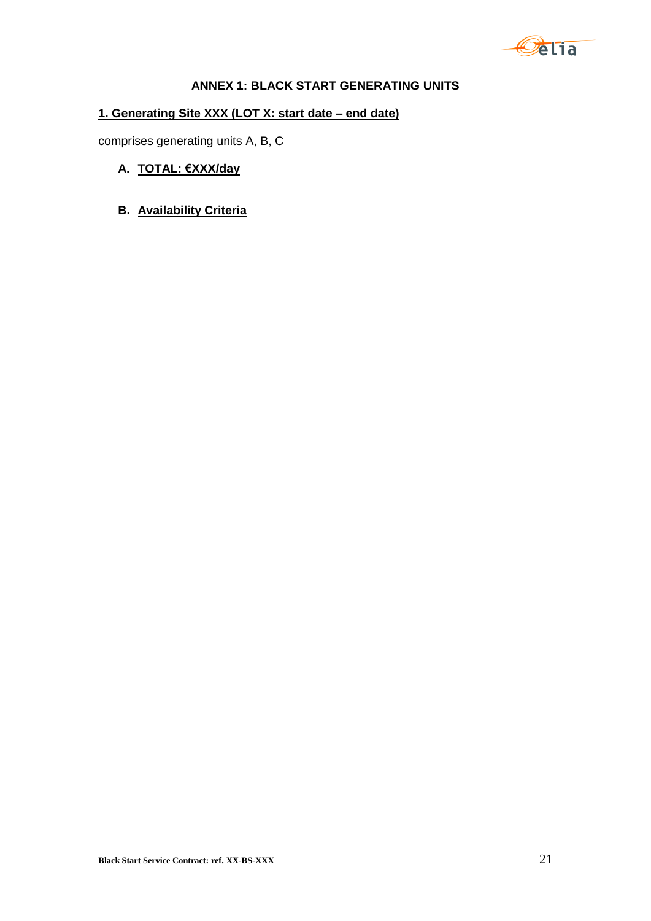# ANNEX 1: BLACK START GENERATING UNITS

## 1. Generating Site XXX (LOT X: start date – end date)

comprises generating units A, B, C

**A. TOTAL: €XXX/day**

**B. Availability Criteria**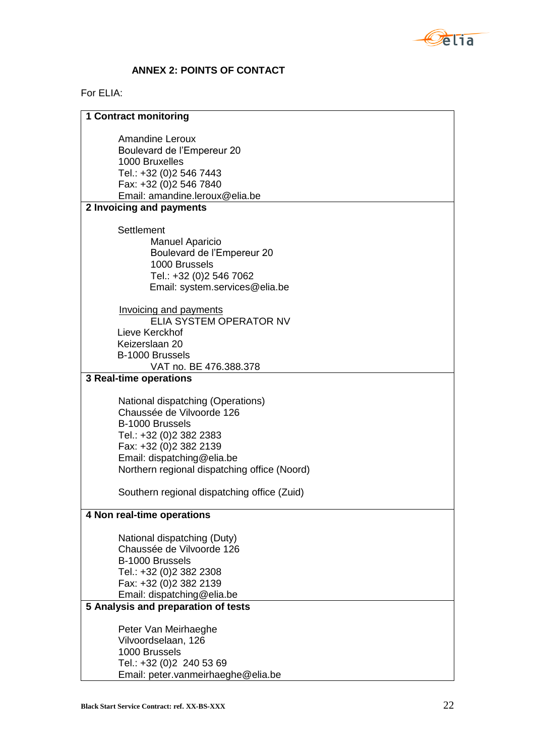## ANNEX 2: POINTS OF CONTACT

For ELIA:

| **1 Contract monitoring** |
| --- |
| Amandine Leroux<br>Boulevard de l'Empereur 20<br>1000 Bruxelles<br>Tel.: +32 (0)2 546 7443<br>Fax: +32 (0)2 546 7840<br>Email: amandine.leroux@elia.be |
| **2 Invoicing and payments** |
| Settlement<br>Manuel Aparicio<br>Boulevard de l'Empereur 20<br>1000 Brussels<br>Tel.: +32 (0)2 546 7062<br>Email: system.services@elia.be<br><br><u>Invoicing and payments</u><br>ELIA SYSTEM OPERATOR NV<br>Lieve Kerckhof<br>Keizerslaan 20<br>B-1000 Brussels<br>VAT no. BE 476.388.378 |
| **3 Real-time operations** |
| National dispatching (Operations)<br>Chaussée de Vilvoorde 126<br>B-1000 Brussels<br>Tel.: +32 (0)2 382 2383<br>Fax: +32 (0)2 382 2139<br>Email: dispatching@elia.be<br>Northern regional dispatching office (Noord)<br><br>Southern regional dispatching office (Zuid) |
| **4 Non real-time operations** |
| National dispatching (Duty)<br>Chaussée de Vilvoorde 126<br>B-1000 Brussels<br>Tel.: +32 (0)2 382 2308<br>Fax: +32 (0)2 382 2139<br>Email: dispatching@elia.be |
| **5 Analysis and preparation of tests** |
| Peter Van Meirhaeghe<br>Vilvoordselaan, 126<br>1000 Brussels<br>Tel.: +32 (0)2 240 53 69<br>Email: peter.vanmeirhaeghe@elia.be |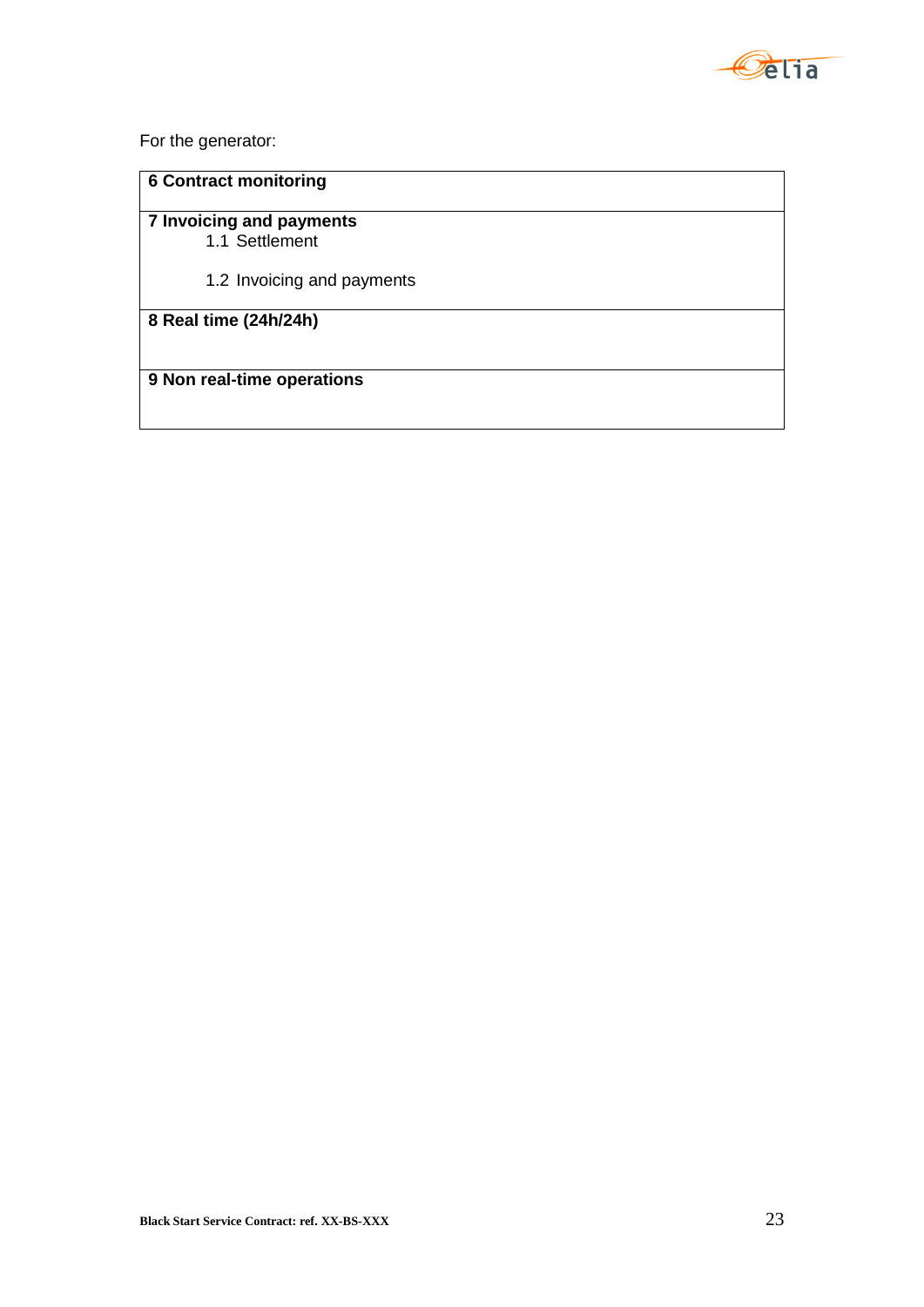For the generator:

| **6 Contract monitoring** |
|---|
| **7 Invoicing and payments**<br>1.1 Settlement<br><br>1.2 Invoicing and payments |
| **8 Real time (24h/24h)** |
| **9 Non real-time operations** |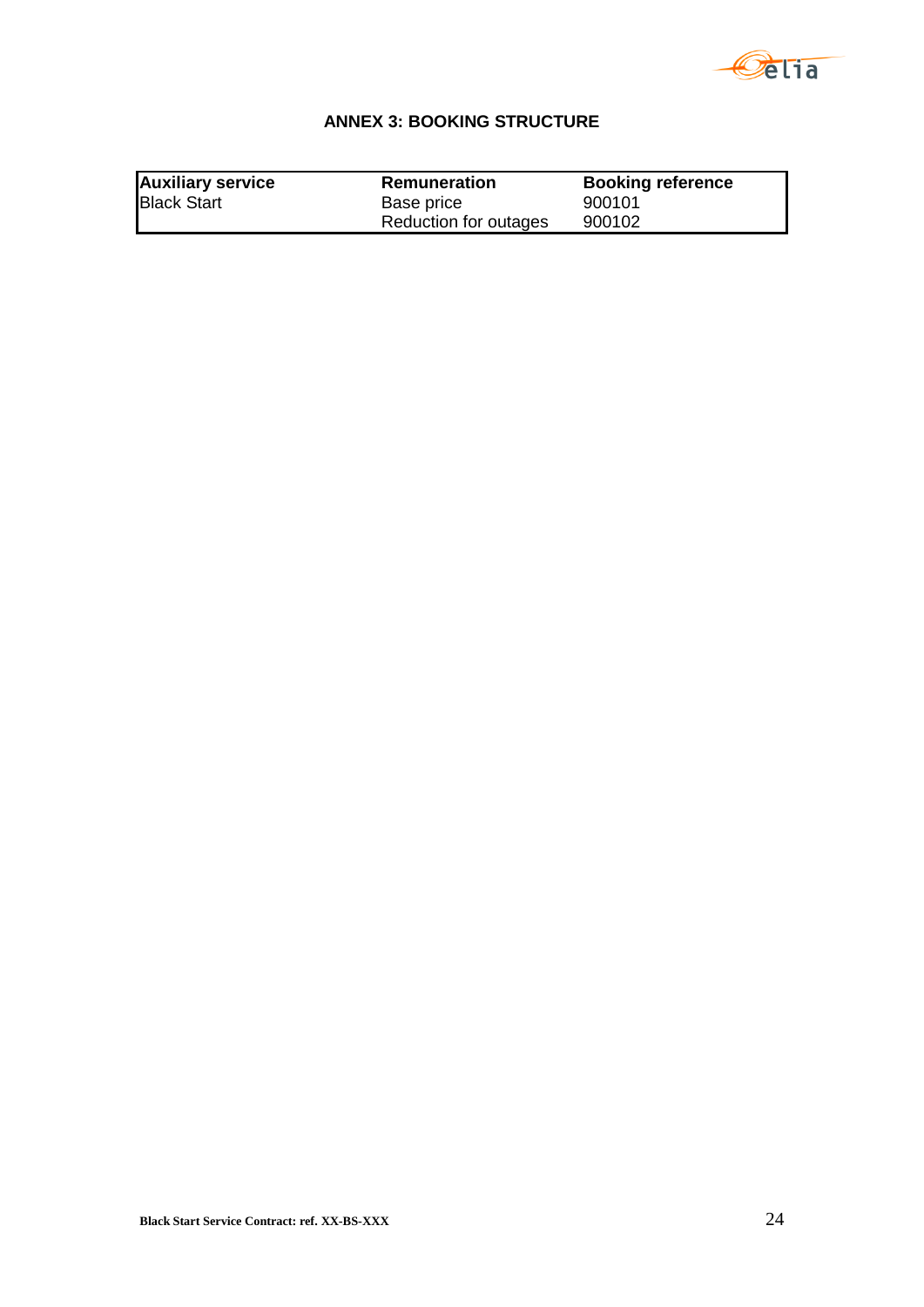# ANNEX 3: BOOKING STRUCTURE

| Auxiliary service | Remuneration | Booking reference |
|---|---|---|
| Black Start | Base price | 900101 |
| | Reduction for outages | 900102 |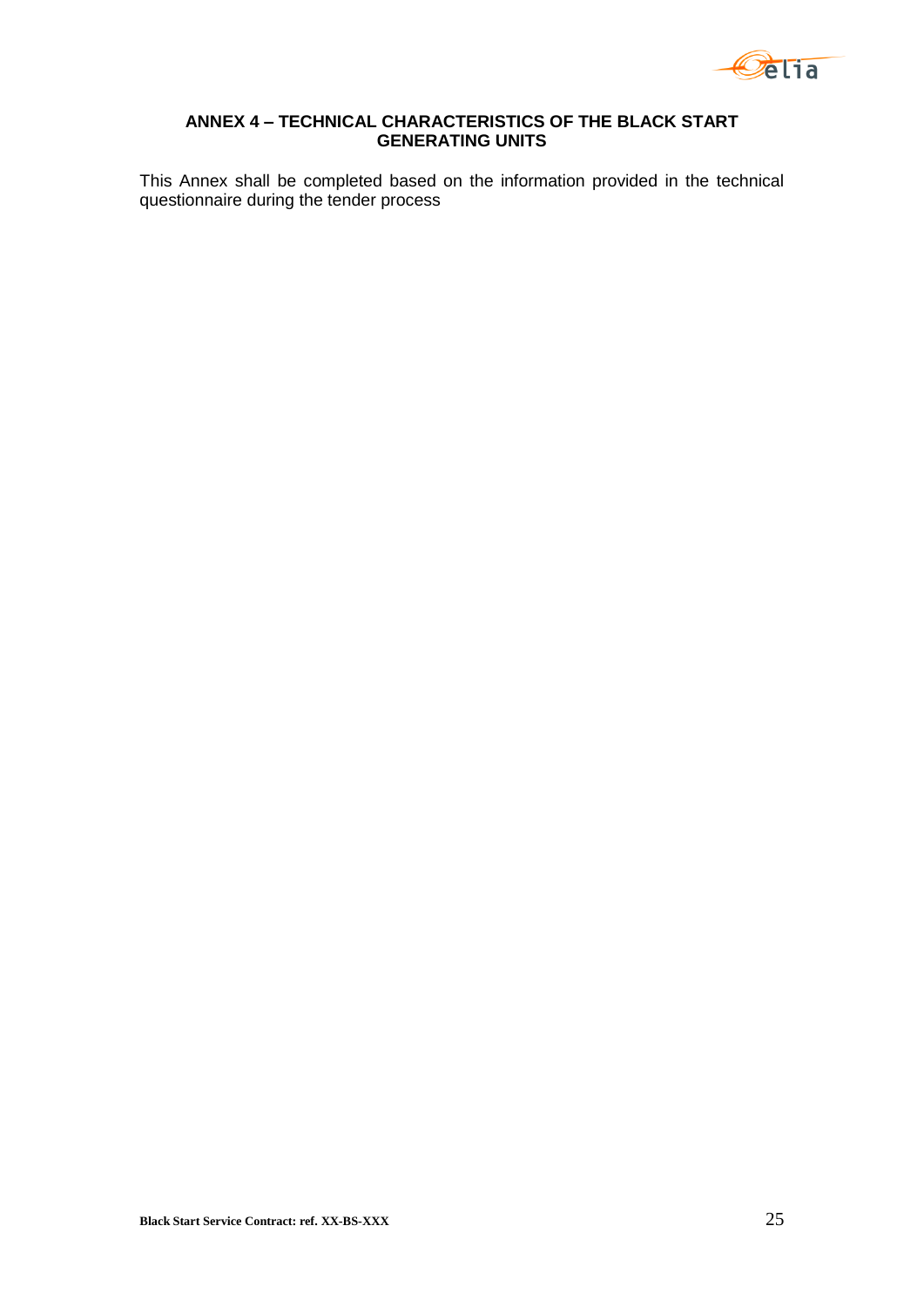# ANNEX 4 – TECHNICAL CHARACTERISTICS OF THE BLACK START GENERATING UNITS

This Annex shall be completed based on the information provided in the technical questionnaire during the tender process